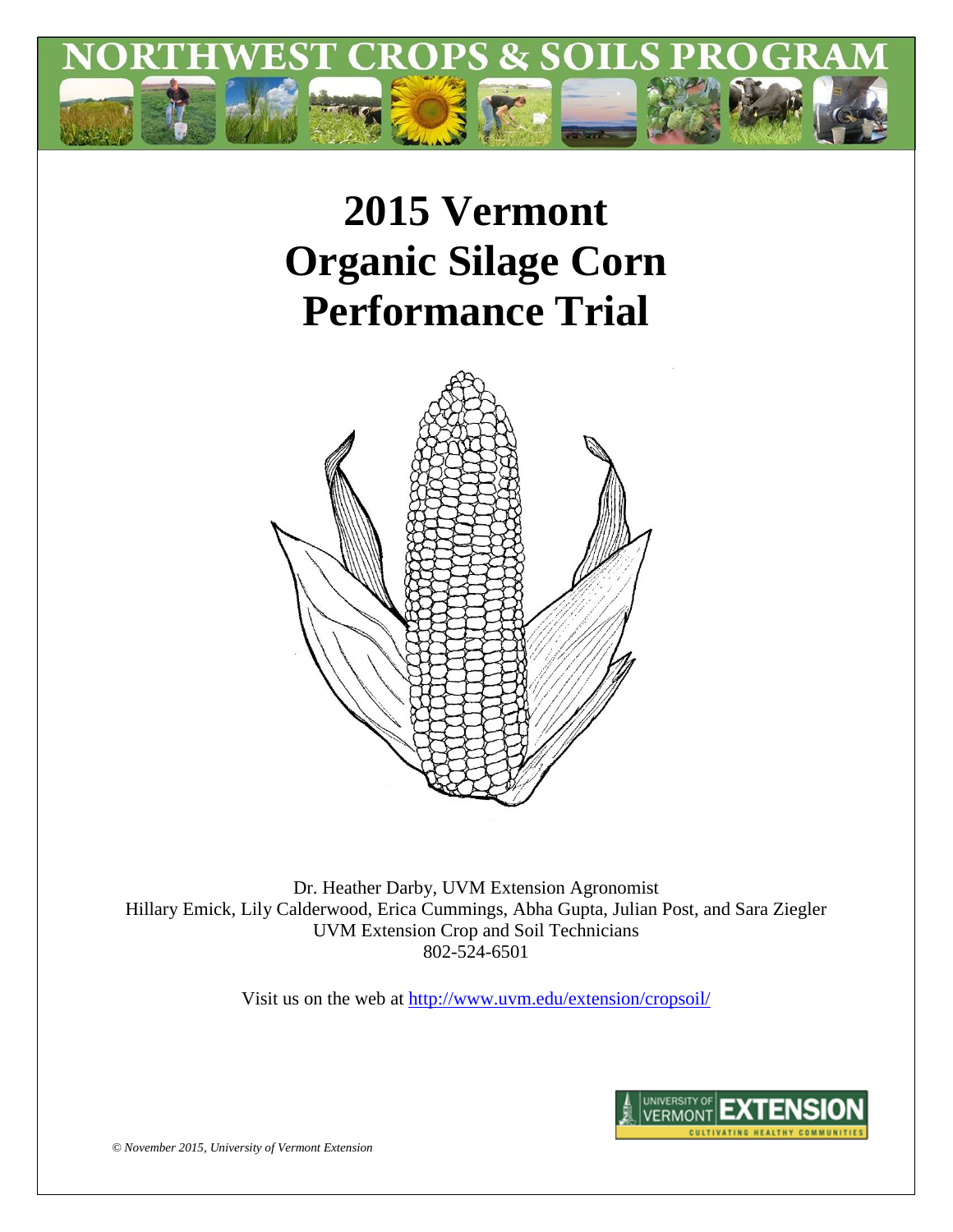# 2015 Vermont Organic Silage Corn Performance Trial

Dr. Heather Darby, UVM Extension Agronomist
Hillary Emick, Lily Calderwood, Erica Cummings, Abha Gupta, Julian Post, and Sara Ziegler
UVM Extension Crop and Soil Technicians
802-524-6501

Visit us on the web at http://www.uvm.edu/extension/cropsoil/

*© November 2015, University of Vermont Extension*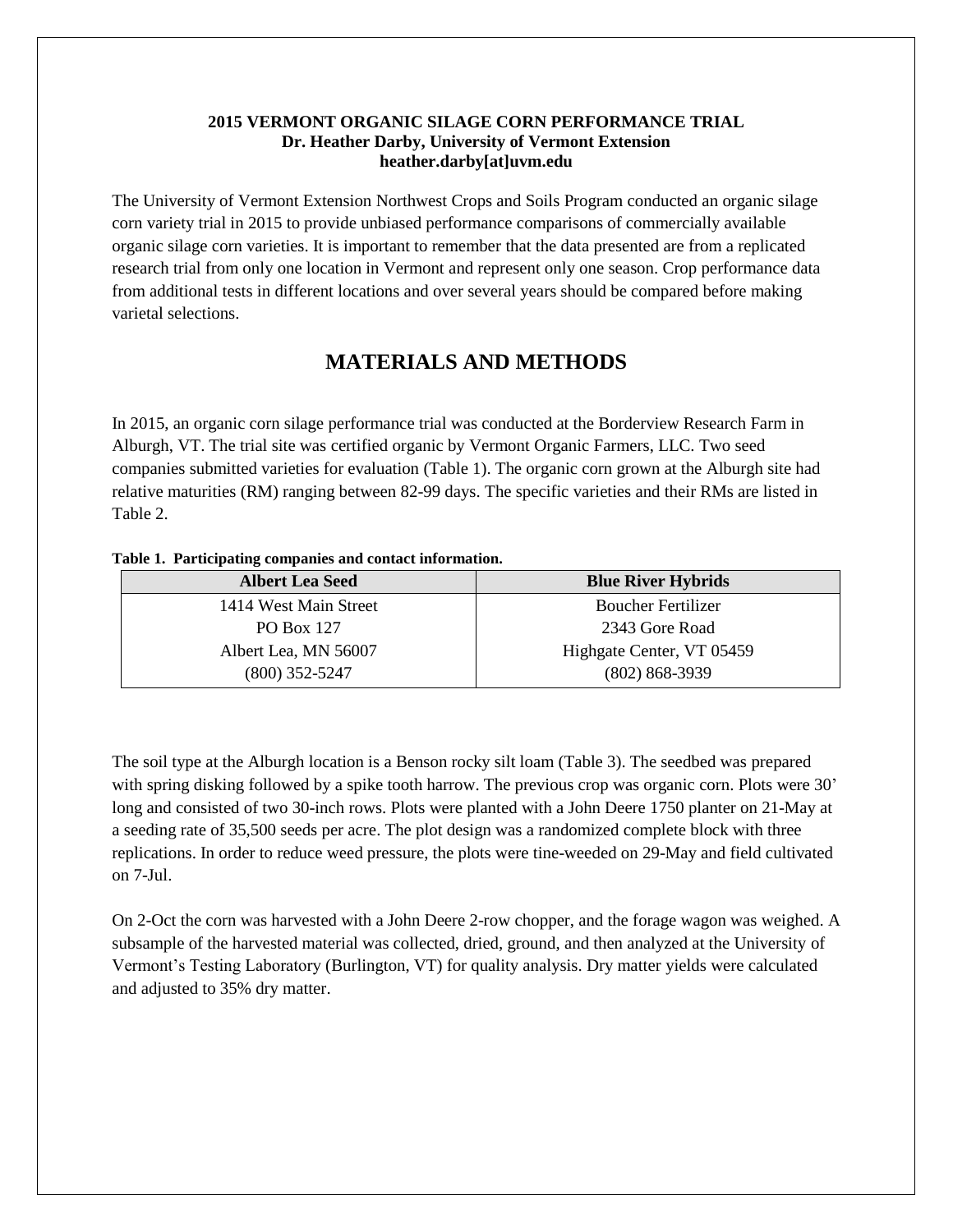**2015 VERMONT ORGANIC SILAGE CORN PERFORMANCE TRIAL**
**Dr. Heather Darby, University of Vermont Extension**
**heather.darby[at]uvm.edu**

The University of Vermont Extension Northwest Crops and Soils Program conducted an organic silage corn variety trial in 2015 to provide unbiased performance comparisons of commercially available organic silage corn varieties. It is important to remember that the data presented are from a replicated research trial from only one location in Vermont and represent only one season. Crop performance data from additional tests in different locations and over several years should be compared before making varietal selections.

# MATERIALS AND METHODS

In 2015, an organic corn silage performance trial was conducted at the Borderview Research Farm in Alburgh, VT. The trial site was certified organic by Vermont Organic Farmers, LLC. Two seed companies submitted varieties for evaluation (Table 1). The organic corn grown at the Alburgh site had relative maturities (RM) ranging between 82-99 days. The specific varieties and their RMs are listed in Table 2.

**Table 1. Participating companies and contact information.**

| Albert Lea Seed | Blue River Hybrids |
|---|---|
| 1414 West Main Street | Boucher Fertilizer |
| PO Box 127 | 2343 Gore Road |
| Albert Lea, MN 56007 | Highgate Center, VT 05459 |
| (800) 352-5247 | (802) 868-3939 |

The soil type at the Alburgh location is a Benson rocky silt loam (Table 3). The seedbed was prepared with spring disking followed by a spike tooth harrow. The previous crop was organic corn. Plots were 30' long and consisted of two 30-inch rows. Plots were planted with a John Deere 1750 planter on 21-May at a seeding rate of 35,500 seeds per acre. The plot design was a randomized complete block with three replications. In order to reduce weed pressure, the plots were tine-weeded on 29-May and field cultivated on 7-Jul.

On 2-Oct the corn was harvested with a John Deere 2-row chopper, and the forage wagon was weighed. A subsample of the harvested material was collected, dried, ground, and then analyzed at the University of Vermont's Testing Laboratory (Burlington, VT) for quality analysis. Dry matter yields were calculated and adjusted to 35% dry matter.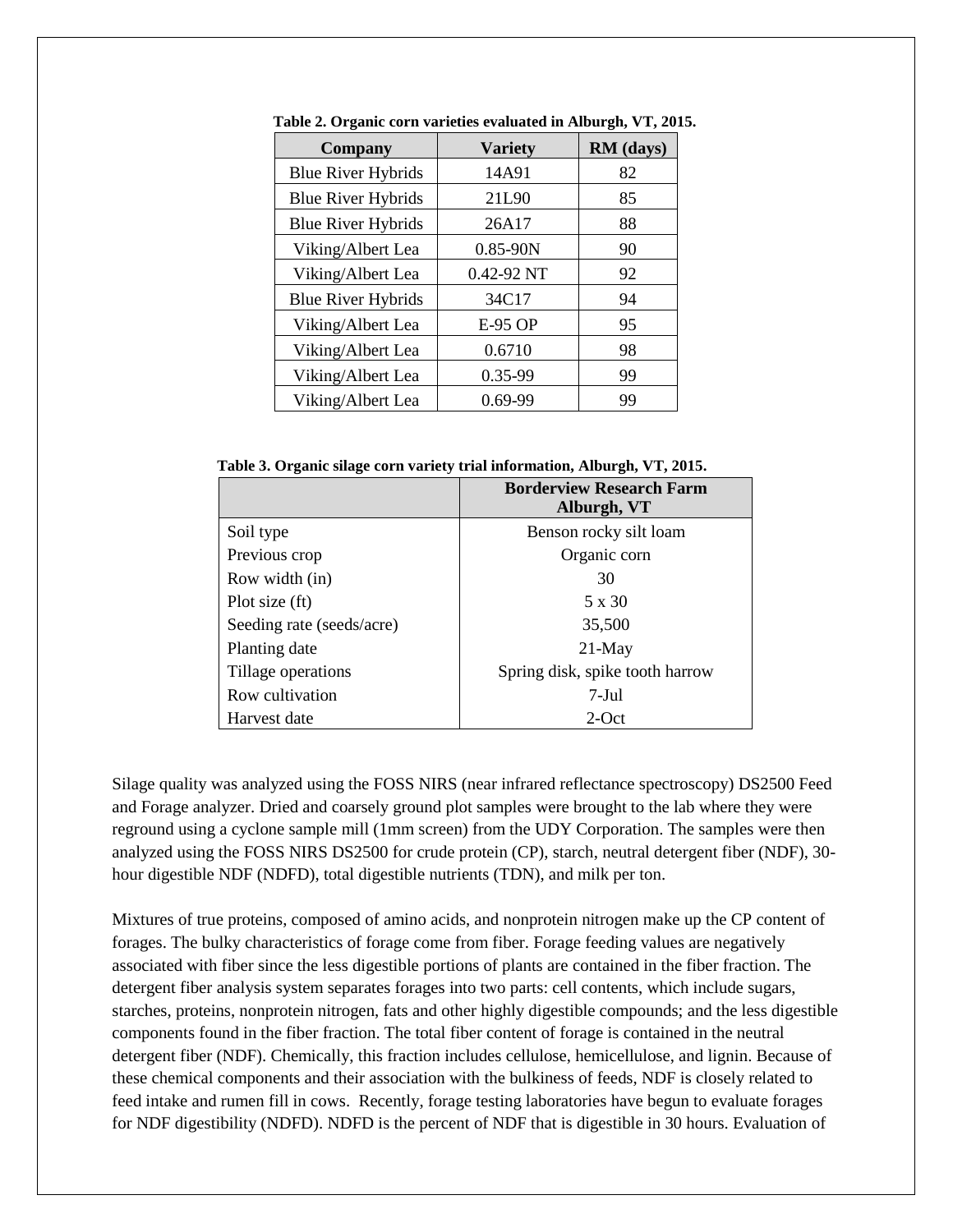**Table 2. Organic corn varieties evaluated in Alburgh, VT, 2015.**

| Company | Variety | RM (days) |
|---|---|---|
| Blue River Hybrids | 14A91 | 82 |
| Blue River Hybrids | 21L90 | 85 |
| Blue River Hybrids | 26A17 | 88 |
| Viking/Albert Lea | 0.85-90N | 90 |
| Viking/Albert Lea | 0.42-92 NT | 92 |
| Blue River Hybrids | 34C17 | 94 |
| Viking/Albert Lea | E-95 OP | 95 |
| Viking/Albert Lea | 0.6710 | 98 |
| Viking/Albert Lea | 0.35-99 | 99 |
| Viking/Albert Lea | 0.69-99 | 99 |

**Table 3. Organic silage corn variety trial information, Alburgh, VT, 2015.**

| | Borderview Research Farm Alburgh, VT |
|---|---|
| Soil type | Benson rocky silt loam |
| Previous crop | Organic corn |
| Row width (in) | 30 |
| Plot size (ft) | 5 x 30 |
| Seeding rate (seeds/acre) | 35,500 |
| Planting date | 21-May |
| Tillage operations | Spring disk, spike tooth harrow |
| Row cultivation | 7-Jul |
| Harvest date | 2-Oct |

Silage quality was analyzed using the FOSS NIRS (near infrared reflectance spectroscopy) DS2500 Feed and Forage analyzer. Dried and coarsely ground plot samples were brought to the lab where they were reground using a cyclone sample mill (1mm screen) from the UDY Corporation. The samples were then analyzed using the FOSS NIRS DS2500 for crude protein (CP), starch, neutral detergent fiber (NDF), 30-hour digestible NDF (NDFD), total digestible nutrients (TDN), and milk per ton.

Mixtures of true proteins, composed of amino acids, and nonprotein nitrogen make up the CP content of forages. The bulky characteristics of forage come from fiber. Forage feeding values are negatively associated with fiber since the less digestible portions of plants are contained in the fiber fraction. The detergent fiber analysis system separates forages into two parts: cell contents, which include sugars, starches, proteins, nonprotein nitrogen, fats and other highly digestible compounds; and the less digestible components found in the fiber fraction. The total fiber content of forage is contained in the neutral detergent fiber (NDF). Chemically, this fraction includes cellulose, hemicellulose, and lignin. Because of these chemical components and their association with the bulkiness of feeds, NDF is closely related to feed intake and rumen fill in cows. Recently, forage testing laboratories have begun to evaluate forages for NDF digestibility (NDFD). NDFD is the percent of NDF that is digestible in 30 hours. Evaluation of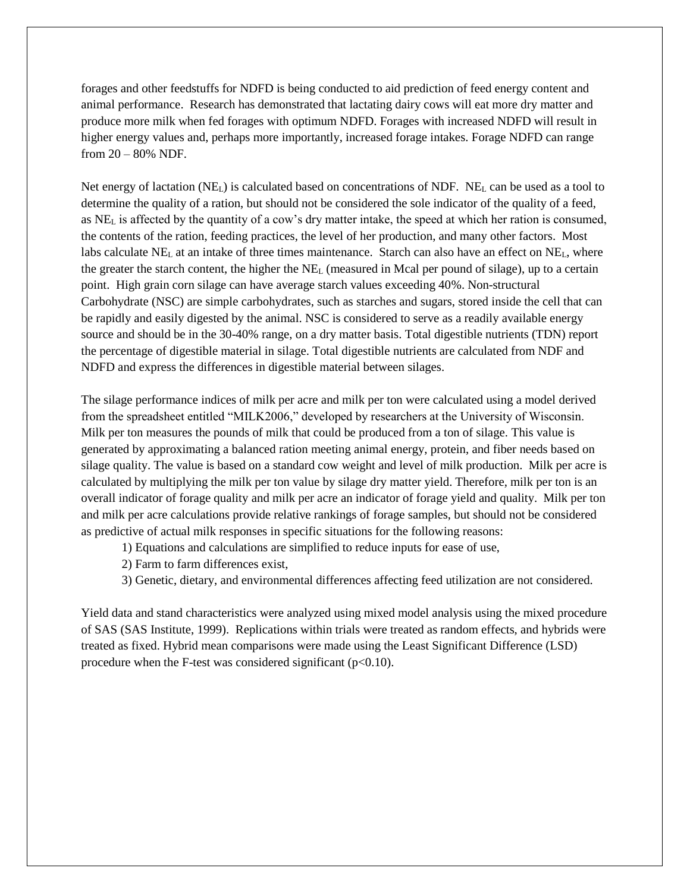forages and other feedstuffs for NDFD is being conducted to aid prediction of feed energy content and animal performance. Research has demonstrated that lactating dairy cows will eat more dry matter and produce more milk when fed forages with optimum NDFD. Forages with increased NDFD will result in higher energy values and, perhaps more importantly, increased forage intakes. Forage NDFD can range from 20 – 80% NDF.

Net energy of lactation ($NE_L$) is calculated based on concentrations of NDF. $NE_L$ can be used as a tool to determine the quality of a ration, but should not be considered the sole indicator of the quality of a feed, as $NE_L$ is affected by the quantity of a cow's dry matter intake, the speed at which her ration is consumed, the contents of the ration, feeding practices, the level of her production, and many other factors. Most labs calculate $NE_L$ at an intake of three times maintenance. Starch can also have an effect on $NE_L$, where the greater the starch content, the higher the $NE_L$ (measured in Mcal per pound of silage), up to a certain point. High grain corn silage can have average starch values exceeding 40%. Non-structural Carbohydrate (NSC) are simple carbohydrates, such as starches and sugars, stored inside the cell that can be rapidly and easily digested by the animal. NSC is considered to serve as a readily available energy source and should be in the 30-40% range, on a dry matter basis. Total digestible nutrients (TDN) report the percentage of digestible material in silage. Total digestible nutrients are calculated from NDF and NDFD and express the differences in digestible material between silages.

The silage performance indices of milk per acre and milk per ton were calculated using a model derived from the spreadsheet entitled "MILK2006," developed by researchers at the University of Wisconsin. Milk per ton measures the pounds of milk that could be produced from a ton of silage. This value is generated by approximating a balanced ration meeting animal energy, protein, and fiber needs based on silage quality. The value is based on a standard cow weight and level of milk production. Milk per acre is calculated by multiplying the milk per ton value by silage dry matter yield. Therefore, milk per ton is an overall indicator of forage quality and milk per acre an indicator of forage yield and quality. Milk per ton and milk per acre calculations provide relative rankings of forage samples, but should not be considered as predictive of actual milk responses in specific situations for the following reasons:

1) Equations and calculations are simplified to reduce inputs for ease of use,
2) Farm to farm differences exist,
3) Genetic, dietary, and environmental differences affecting feed utilization are not considered.

Yield data and stand characteristics were analyzed using mixed model analysis using the mixed procedure of SAS (SAS Institute, 1999). Replications within trials were treated as random effects, and hybrids were treated as fixed. Hybrid mean comparisons were made using the Least Significant Difference (LSD) procedure when the F-test was considered significant ($p<0.10$).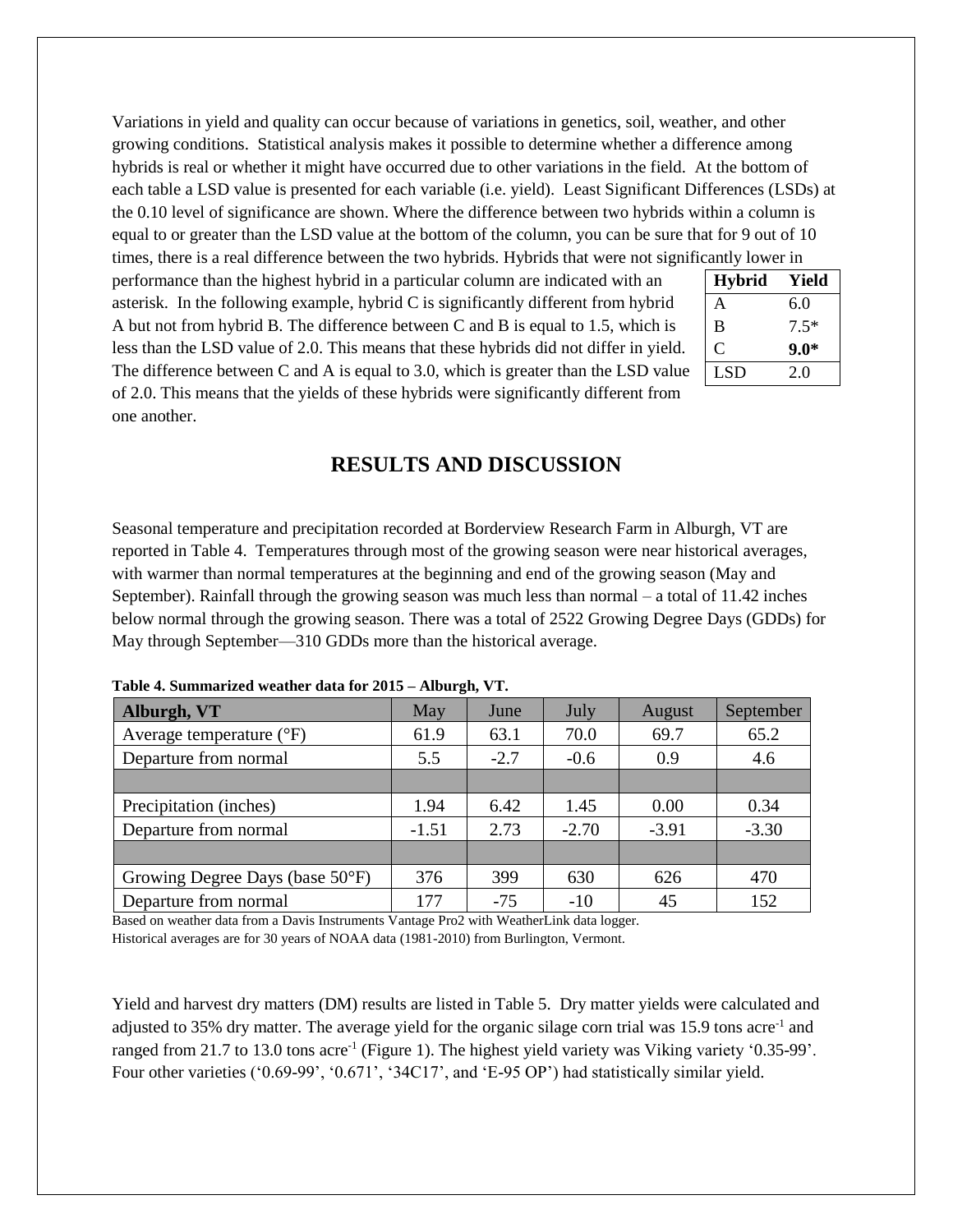Variations in yield and quality can occur because of variations in genetics, soil, weather, and other growing conditions. Statistical analysis makes it possible to determine whether a difference among hybrids is real or whether it might have occurred due to other variations in the field. At the bottom of each table a LSD value is presented for each variable (i.e. yield). Least Significant Differences (LSDs) at the 0.10 level of significance are shown. Where the difference between two hybrids within a column is equal to or greater than the LSD value at the bottom of the column, you can be sure that for 9 out of 10 times, there is a real difference between the two hybrids. Hybrids that were not significantly lower in performance than the highest hybrid in a particular column are indicated with an asterisk. In the following example, hybrid C is significantly different from hybrid A but not from hybrid B. The difference between C and B is equal to 1.5, which is less than the LSD value of 2.0. This means that these hybrids did not differ in yield. The difference between C and A is equal to 3.0, which is greater than the LSD value of 2.0. This means that the yields of these hybrids were significantly different from one another.

| Hybrid | Yield |
|---|---|
| A | 6.0 |
| B | 7.5* |
| C | **9.0*** |
| LSD | 2.0 |

## RESULTS AND DISCUSSION

Seasonal temperature and precipitation recorded at Borderview Research Farm in Alburgh, VT are reported in Table 4. Temperatures through most of the growing season were near historical averages, with warmer than normal temperatures at the beginning and end of the growing season (May and September). Rainfall through the growing season was much less than normal – a total of 11.42 inches below normal through the growing season. There was a total of 2522 Growing Degree Days (GDDs) for May through September—310 GDDs more than the historical average.

**Table 4. Summarized weather data for 2015 – Alburgh, VT.**

| Alburgh, VT | May | June | July | August | September |
|---|---|---|---|---|---|
| Average temperature (°F) | 61.9 | 63.1 | 70.0 | 69.7 | 65.2 |
| Departure from normal | 5.5 | -2.7 | -0.6 | 0.9 | 4.6 |
| | | | | | |
| Precipitation (inches) | 1.94 | 6.42 | 1.45 | 0.00 | 0.34 |
| Departure from normal | -1.51 | 2.73 | -2.70 | -3.91 | -3.30 |
| | | | | | |
| Growing Degree Days (base 50°F) | 376 | 399 | 630 | 626 | 470 |
| Departure from normal | 177 | -75 | -10 | 45 | 152 |

Based on weather data from a Davis Instruments Vantage Pro2 with WeatherLink data logger.
Historical averages are for 30 years of NOAA data (1981-2010) from Burlington, Vermont.

Yield and harvest dry matters (DM) results are listed in Table 5. Dry matter yields were calculated and adjusted to 35% dry matter. The average yield for the organic silage corn trial was 15.9 tons acre$^{-1}$ and ranged from 21.7 to 13.0 tons acre$^{-1}$ (Figure 1). The highest yield variety was Viking variety '0.35-99'. Four other varieties ('0.69-99', '0.671', '34C17', and 'E-95 OP') had statistically similar yield.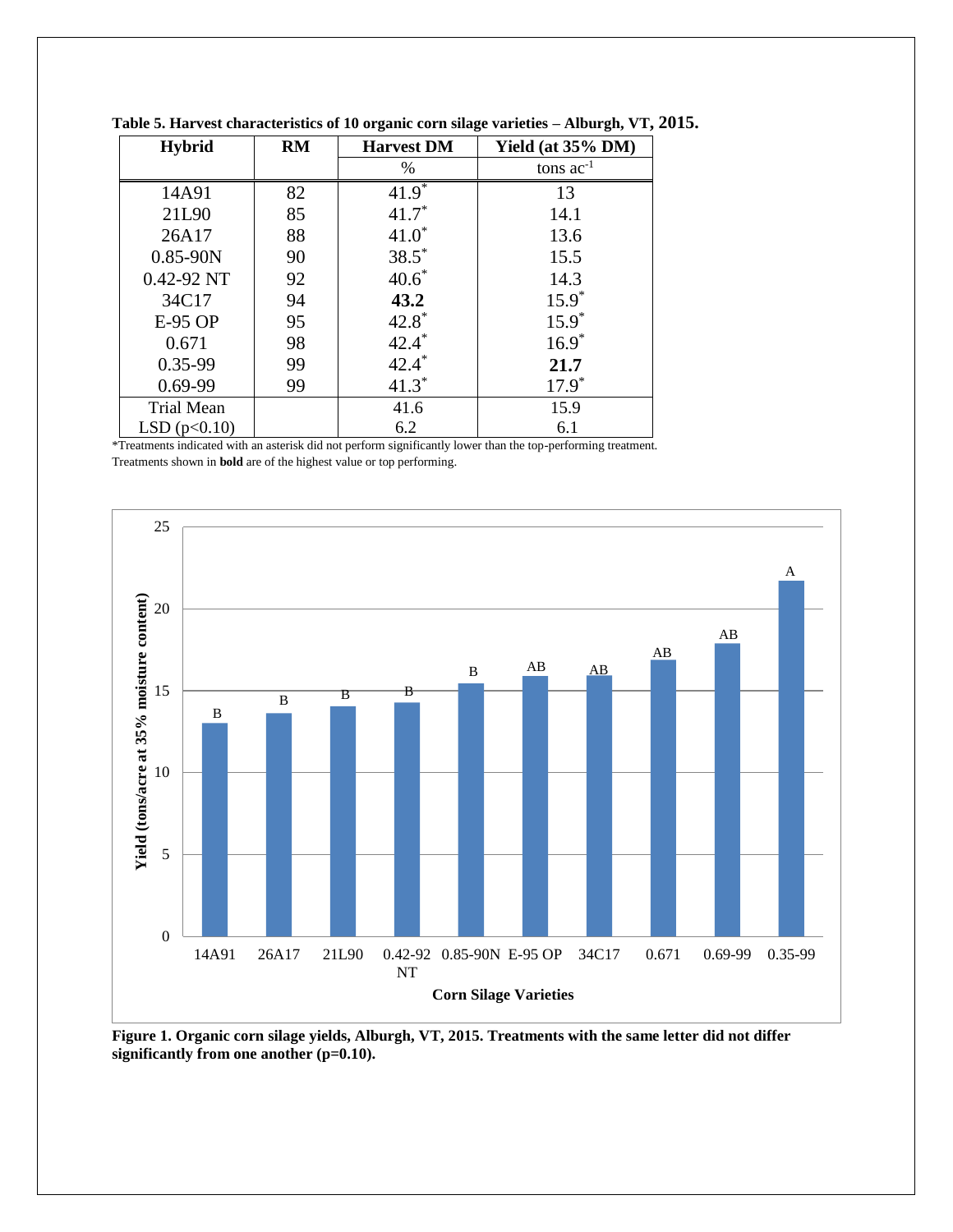**Table 5. Harvest characteristics of 10 organic corn silage varieties – Alburgh, VT, 2015.**

| Hybrid | RM | Harvest DM | Yield (at 35% DM) |
|---|---|---|---|
| | | % | tons $ac^{-1}$ |
| 14A91 | 82 | 41.9* | 13 |
| 21L90 | 85 | 41.7* | 14.1 |
| 26A17 | 88 | 41.0* | 13.6 |
| 0.85-90N | 90 | 38.5* | 15.5 |
| 0.42-92 NT | 92 | 40.6* | 14.3 |
| 34C17 | 94 | **43.2** | 15.9* |
| E-95 OP | 95 | 42.8* | 15.9* |
| 0.671 | 98 | 42.4* | 16.9* |
| 0.35-99 | 99 | 42.4* | **21.7** |
| 0.69-99 | 99 | 41.3* | 17.9* |
| Trial Mean | | 41.6 | 15.9 |
| LSD ($p<0.10$) | | 6.2 | 6.1 |

*Treatments indicated with an asterisk did not perform significantly lower than the top-performing treatment.
Treatments shown in **bold** are of the highest value or top performing.

**Figure 1. Organic corn silage yields, Alburgh, VT, 2015. Treatments with the same letter did not differ significantly from one another (p=0.10).**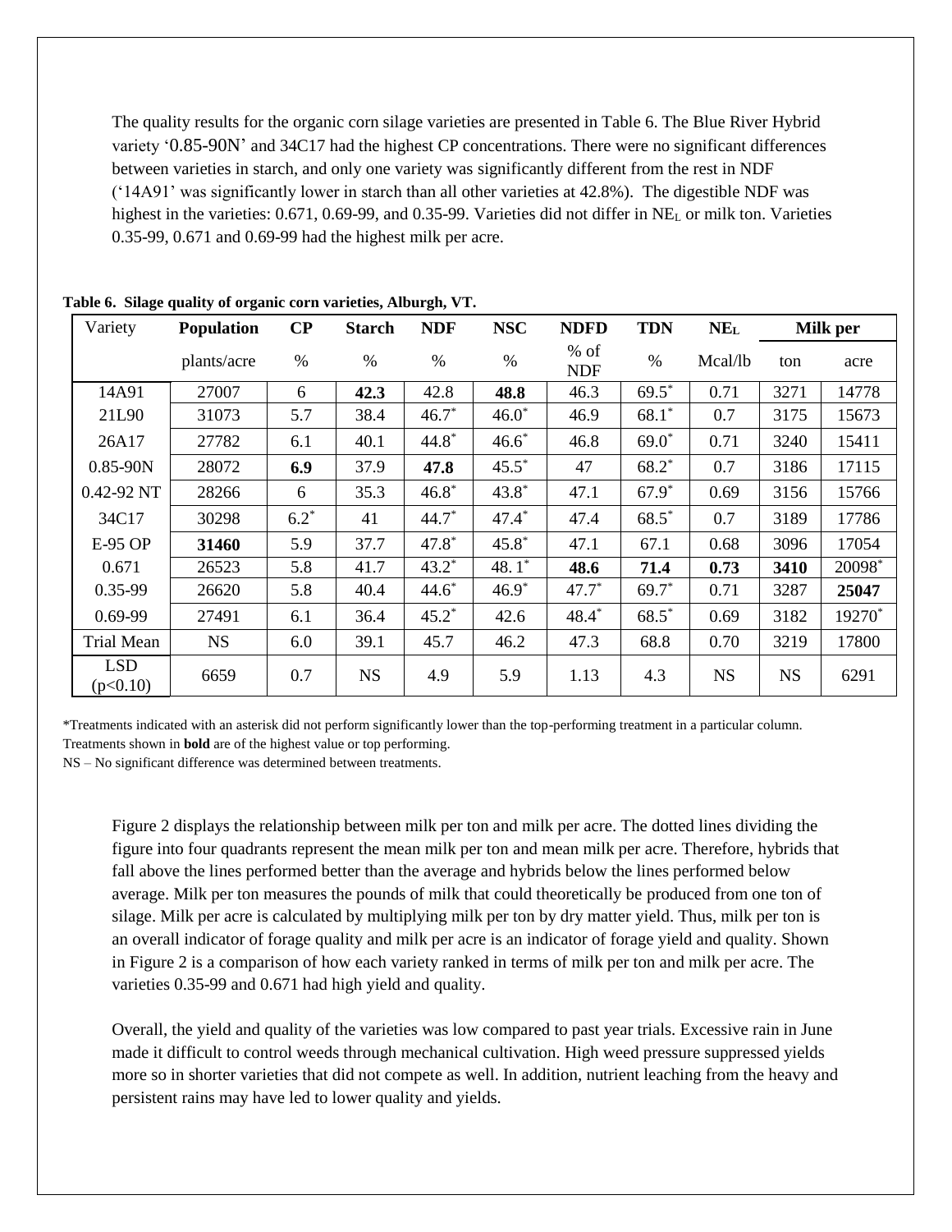The quality results for the organic corn silage varieties are presented in Table 6. The Blue River Hybrid variety '0.85-90N' and 34C17 had the highest CP concentrations. There were no significant differences between varieties in starch, and only one variety was significantly different from the rest in NDF ('14A91' was significantly lower in starch than all other varieties at 42.8%). The digestible NDF was highest in the varieties: 0.671, 0.69-99, and 0.35-99. Varieties did not differ in $NE_L$ or milk ton. Varieties 0.35-99, 0.671 and 0.69-99 had the highest milk per acre.

**Table 6. Silage quality of organic corn varieties, Alburgh, VT.**

| Variety | Population | CP | Starch | NDF | NSC | NDFD | TDN | $NE_L$ | Milk per | |
|---|---|---|---|---|---|---|---|---|---|---|
| | plants/acre | % | % | % | % | % of NDF | % | Mcal/lb | ton | acre |
| 14A91 | 27007 | 6 | **42.3** | 42.8 | **48.8** | 46.3 | 69.5* | 0.71 | 3271 | 14778 |
| 21L90 | 31073 | 5.7 | 38.4 | 46.7* | 46.0* | 46.9 | 68.1* | 0.7 | 3175 | 15673 |
| 26A17 | 27782 | 6.1 | 40.1 | 44.8* | 46.6* | 46.8 | 69.0* | 0.71 | 3240 | 15411 |
| 0.85-90N | 28072 | **6.9** | 37.9 | **47.8** | 45.5* | 47 | 68.2* | 0.7 | 3186 | 17115 |
| 0.42-92 NT | 28266 | 6 | 35.3 | 46.8* | 43.8* | 47.1 | 67.9* | 0.69 | 3156 | 15766 |
| 34C17 | 30298 | 6.2* | 41 | 44.7* | 47.4* | 47.4 | 68.5* | 0.7 | 3189 | 17786 |
| E-95 OP | **31460** | 5.9 | 37.7 | 47.8* | 45.8* | 47.1 | 67.1 | 0.68 | 3096 | 17054 |
| 0.671 | 26523 | 5.8 | 41.7 | 43.2* | 48. 1* | **48.6** | **71.4** | **0.73** | **3410** | 20098* |
| 0.35-99 | 26620 | 5.8 | 40.4 | 44.6* | 46.9* | 47.7* | 69.7* | 0.71 | 3287 | **25047** |
| 0.69-99 | 27491 | 6.1 | 36.4 | 45.2* | 42.6 | 48.4* | 68.5* | 0.69 | 3182 | 19270* |
| Trial Mean | NS | 6.0 | 39.1 | 45.7 | 46.2 | 47.3 | 68.8 | 0.70 | 3219 | 17800 |
| LSD ($p<0.10$) | 6659 | 0.7 | NS | 4.9 | 5.9 | 1.13 | 4.3 | NS | NS | 6291 |

*Treatments indicated with an asterisk did not perform significantly lower than the top-performing treatment in a particular column.
Treatments shown in **bold** are of the highest value or top performing.
NS – No significant difference was determined between treatments.

Figure 2 displays the relationship between milk per ton and milk per acre. The dotted lines dividing the figure into four quadrants represent the mean milk per ton and mean milk per acre. Therefore, hybrids that fall above the lines performed better than the average and hybrids below the lines performed below average. Milk per ton measures the pounds of milk that could theoretically be produced from one ton of silage. Milk per acre is calculated by multiplying milk per ton by dry matter yield. Thus, milk per ton is an overall indicator of forage quality and milk per acre is an indicator of forage yield and quality. Shown in Figure 2 is a comparison of how each variety ranked in terms of milk per ton and milk per acre. The varieties 0.35-99 and 0.671 had high yield and quality.

Overall, the yield and quality of the varieties was low compared to past year trials. Excessive rain in June made it difficult to control weeds through mechanical cultivation. High weed pressure suppressed yields more so in shorter varieties that did not compete as well. In addition, nutrient leaching from the heavy and persistent rains may have led to lower quality and yields.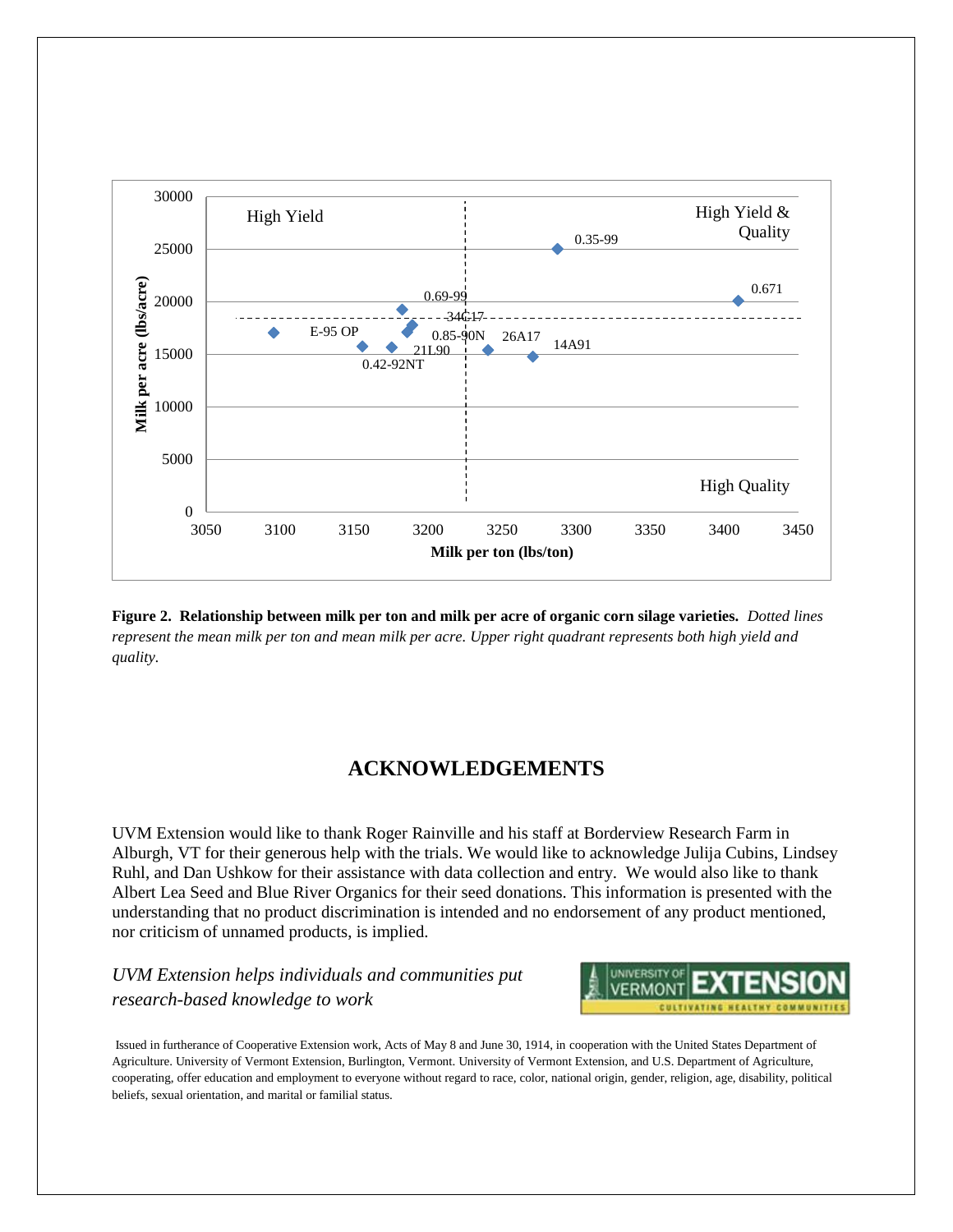30000
25000
20000
15000
10000
5000
0

Milk per acre (lbs/acre)

3050 3100 3150 3200 3250 3300 3350 3400 3450

Milk per ton (lbs/ton)

High Yield

High Yield & Quality

High Quality

0.35-99

0.671

0.69-99

34C17

E-95 OP

0.85-90N

26A17

14A91

21L90

0.42-92NT

**Figure 2. Relationship between milk per ton and milk per acre of organic corn silage varieties.** *Dotted lines represent the mean milk per ton and mean milk per acre. Upper right quadrant represents both high yield and quality.*

## ACKNOWLEDGEMENTS

UVM Extension would like to thank Roger Rainville and his staff at Borderview Research Farm in Alburgh, VT for their generous help with the trials. We would like to acknowledge Julija Cubins, Lindsey Ruhl, and Dan Ushkow for their assistance with data collection and entry. We would also like to thank Albert Lea Seed and Blue River Organics for their seed donations. This information is presented with the understanding that no product discrimination is intended and no endorsement of any product mentioned, nor criticism of unnamed products, is implied.

*UVM Extension helps individuals and communities put research-based knowledge to work*

UNIVERSITY OF VERMONT EXTENSION
CULTIVATING HEALTHY COMMUNITIES

Issued in furtherance of Cooperative Extension work, Acts of May 8 and June 30, 1914, in cooperation with the United States Department of Agriculture. University of Vermont Extension, Burlington, Vermont. University of Vermont Extension, and U.S. Department of Agriculture, cooperating, offer education and employment to everyone without regard to race, color, national origin, gender, religion, age, disability, political beliefs, sexual orientation, and marital or familial status.